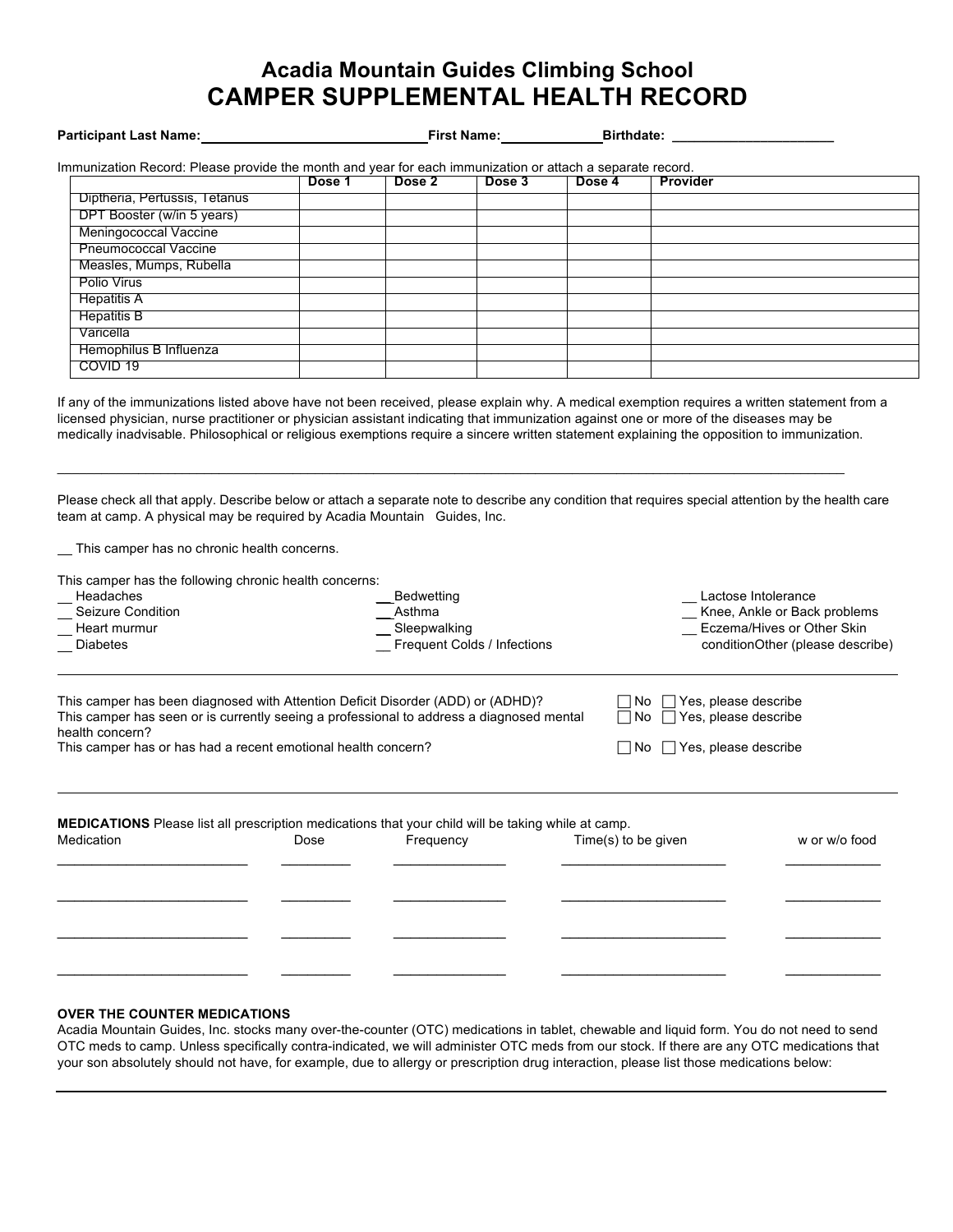# Acadia Mountain Guides Climbing School

## CAMPER SUPPLEMENTAL HEALTH RECORD

**Participant Last Name:**______________________________ **First Name:**_____________ **Birthdate:** ______________________

Immunization Record: Please provide the month and year for each immunization or attach a separate record.

| | Dose 1 | Dose 2 | Dose 3 | Dose 4 | Provider |
|---|---|---|---|---|---|
| Diptheria, Pertussis, Tetanus | | | | | |
| DPT Booster (w/in 5 years) | | | | | |
| Meningococcal Vaccine | | | | | |
| Pneumococcal Vaccine | | | | | |
| Measles, Mumps, Rubella | | | | | |
| Polio Virus | | | | | |
| Hepatitis A | | | | | |
| Hepatitis B | | | | | |
| Varicella | | | | | |
| Hemophilus B Influenza | | | | | |
| COVID 19 | | | | | |

If any of the immunizations listed above have not been received, please explain why. A medical exemption requires a written statement from a licensed physician, nurse practitioner or physician assistant indicating that immunization against one or more of the diseases may be medically inadvisable. Philosophical or religious exemptions require a sincere written statement explaining the opposition to immunization.

_____________________________________________________________________________________________________

Please check all that apply. Describe below or attach a separate note to describe any condition that requires special attention by the health care team at camp. A physical may be required by Acadia Mountain Guides, Inc.

__ This camper has no chronic health concerns.

This camper has the following chronic health concerns:

__ Headaches
__ Seizure Condition
__ Heart murmur
__ Diabetes
__ Bedwetting
__ Asthma
__ Sleepwalking
__ Frequent Colds / Infections
__ Lactose Intolerance
__ Knee, Ankle or Back problems
__ Eczema/Hives or Other Skin conditionOther (please describe)

_____________________________________________________________________________________________________

This camper has been diagnosed with Attention Deficit Disorder (ADD) or (ADHD)? ☐ No ☐ Yes, please describe

This camper has seen or is currently seeing a professional to address a diagnosed mental health concern? ☐ No ☐ Yes, please describe

This camper has or has had a recent emotional health concern? ☐ No ☐ Yes, please describe

_____________________________________________________________________________________________________

**MEDICATIONS** Please list all prescription medications that your child will be taking while at camp.

| Medication | Dose | Frequency | Time(s) to be given | w or w/o food |
|---|---|---|---|---|
| | | | | |
| | | | | |
| | | | | |
| | | | | |

**OVER THE COUNTER MEDICATIONS**

Acadia Mountain Guides, Inc. stocks many over-the-counter (OTC) medications in tablet, chewable and liquid form. You do not need to send OTC meds to camp. Unless specifically contra-indicated, we will administer OTC meds from our stock. If there are any OTC medications that your son absolutely should not have, for example, due to allergy or prescription drug interaction, please list those medications below:

_____________________________________________________________________________________________________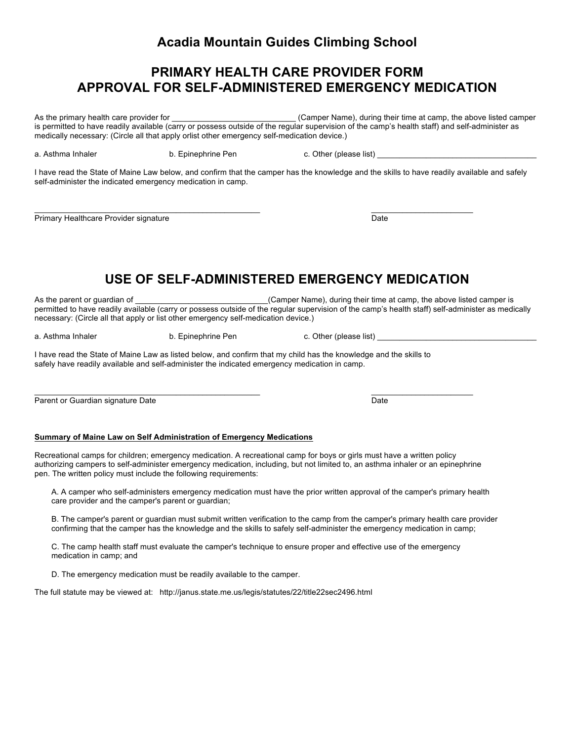# Acadia Mountain Guides Climbing School

## PRIMARY HEALTH CARE PROVIDER FORM
## APPROVAL FOR SELF-ADMINISTERED EMERGENCY MEDICATION

As the primary health care provider for ____________________________ (Camper Name), during their time at camp, the above listed camper is permitted to have readily available (carry or possess outside of the regular supervision of the camp's health staff) and self-administer as medically necessary: (Circle all that apply orlist other emergency self-medication device.)

a. Asthma Inhaler　　　b. Epinephrine Pen　　　c. Other (please list) ____________________________________

I have read the State of Maine Law below, and confirm that the camper has the knowledge and the skills to have readily available and safely self-administer the indicated emergency medication in camp.

___________________________________________________　　　　　　_______________________

Primary Healthcare Provider signature　　　　　　　　　　　　　　　　　Date

## USE OF SELF-ADMINISTERED EMERGENCY MEDICATION

As the parent or guardian of ______________________________(Camper Name), during their time at camp, the above listed camper is permitted to have readily available (carry or possess outside of the regular supervision of the camp's health staff) self-administer as medically necessary: (Circle all that apply or list other emergency self-medication device.)

a. Asthma Inhaler　　　b. Epinephrine Pen　　　c. Other (please list) ____________________________________

I have read the State of Maine Law as listed below, and confirm that my child has the knowledge and the skills to safely have readily available and self-administer the indicated emergency medication in camp.

___________________________________________________　　　　　　_______________________

Parent or Guardian signature Date　　　　　　　　　　　　　　　　　　Date

**Summary of Maine Law on Self Administration of Emergency Medications**

Recreational camps for children; emergency medication. A recreational camp for boys or girls must have a written policy authorizing campers to self-administer emergency medication, including, but not limited to, an asthma inhaler or an epinephrine pen. The written policy must include the following requirements:

A. A camper who self-administers emergency medication must have the prior written approval of the camper's primary health care provider and the camper's parent or guardian;

B. The camper's parent or guardian must submit written verification to the camp from the camper's primary health care provider confirming that the camper has the knowledge and the skills to safely self-administer the emergency medication in camp;

C. The camp health staff must evaluate the camper's technique to ensure proper and effective use of the emergency medication in camp; and

D. The emergency medication must be readily available to the camper.

The full statute may be viewed at: http://janus.state.me.us/legis/statutes/22/title22sec2496.html